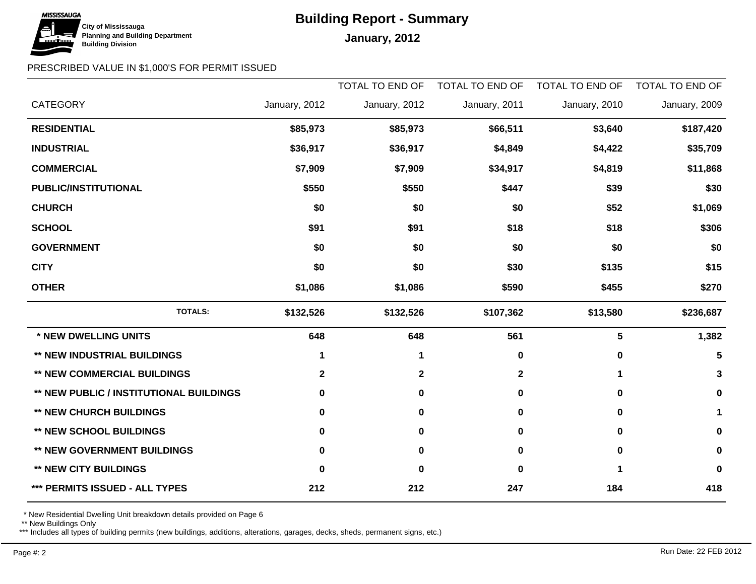**City of Mississauga**
**Planning and Building Department**
**Building Division**

# Building Report - Summary

## January, 2012

PRESCRIBED VALUE IN $1,000'S FOR PERMIT ISSUED

| CATEGORY | January, 2012 | TOTAL TO END OF January, 2012 | TOTAL TO END OF January, 2011 | TOTAL TO END OF January, 2010 | TOTAL TO END OF January, 2009 |
|---|---|---|---|---|---|
| **RESIDENTIAL** | **$85,973** | **$85,973** | **$66,511** | **$3,640** | **$187,420** |
| **INDUSTRIAL** | **$36,917** | **$36,917** | **$4,849** | **$4,422** | **$35,709** |
| **COMMERCIAL** | **$7,909** | **$7,909** | **$34,917** | **$4,819** | **$11,868** |
| **PUBLIC/INSTITUTIONAL** | **$550** | **$550** | **$447** | **$39** | **$30** |
| **CHURCH** | **$0** | **$0** | **$0** | **$52** | **$1,069** |
| **SCHOOL** | **$91** | **$91** | **$18** | **$18** | **$306** |
| **GOVERNMENT** | **$0** | **$0** | **$0** | **$0** | **$0** |
| **CITY** | **$0** | **$0** | **$30** | **$135** | **$15** |
| **OTHER** | **$1,086** | **$1,086** | **$590** | **$455** | **$270** |
| **TOTALS:** | **$132,526** | **$132,526** | **$107,362** | **$13,580** | **$236,687** |
| **\* NEW DWELLING UNITS** | **648** | **648** | **561** | **5** | **1,382** |
| **\*\* NEW INDUSTRIAL BUILDINGS** | **1** | **1** | **0** | **0** | **5** |
| **\*\* NEW COMMERCIAL BUILDINGS** | **2** | **2** | **2** | **1** | **3** |
| **\*\* NEW PUBLIC / INSTITUTIONAL BUILDINGS** | **0** | **0** | **0** | **0** | **0** |
| **\*\* NEW CHURCH BUILDINGS** | **0** | **0** | **0** | **0** | **1** |
| **\*\* NEW SCHOOL BUILDINGS** | **0** | **0** | **0** | **0** | **0** |
| **\*\* NEW GOVERNMENT BUILDINGS** | **0** | **0** | **0** | **0** | **0** |
| **\*\* NEW CITY BUILDINGS** | **0** | **0** | **0** | **1** | **0** |
| **\*\*\* PERMITS ISSUED - ALL TYPES** | **212** | **212** | **247** | **184** | **418** |

\* New Residential Dwelling Unit breakdown details provided on Page 6

\*\* New Buildings Only

\*\*\* Includes all types of building permits (new buildings, additions, alterations, garages, decks, sheds, permanent signs, etc.)

Run Date: 22 FEB 2012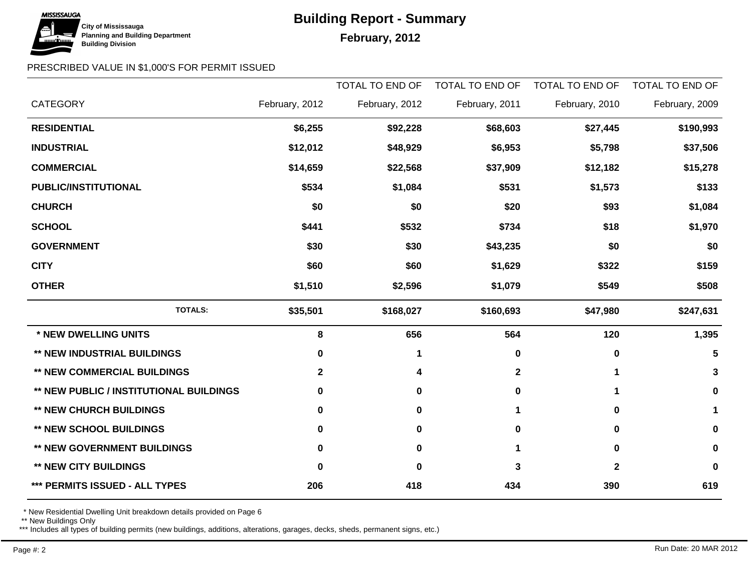City of Mississauga
Planning and Building Department
Building Division

# Building Report - Summary

**February, 2012**

PRESCRIBED VALUE IN $1,000'S FOR PERMIT ISSUED

| CATEGORY | February, 2012 | TOTAL TO END OF February, 2012 | TOTAL TO END OF February, 2011 | TOTAL TO END OF February, 2010 | TOTAL TO END OF February, 2009 |
|---|---|---|---|---|---|
| **RESIDENTIAL** | **$6,255** | **$92,228** | **$68,603** | **$27,445** | **$190,993** |
| **INDUSTRIAL** | **$12,012** | **$48,929** | **$6,953** | **$5,798** | **$37,506** |
| **COMMERCIAL** | **$14,659** | **$22,568** | **$37,909** | **$12,182** | **$15,278** |
| **PUBLIC/INSTITUTIONAL** | **$534** | **$1,084** | **$531** | **$1,573** | **$133** |
| **CHURCH** | **$0** | **$0** | **$20** | **$93** | **$1,084** |
| **SCHOOL** | **$441** | **$532** | **$734** | **$18** | **$1,970** |
| **GOVERNMENT** | **$30** | **$30** | **$43,235** | **$0** | **$0** |
| **CITY** | **$60** | **$60** | **$1,629** | **$322** | **$159** |
| **OTHER** | **$1,510** | **$2,596** | **$1,079** | **$549** | **$508** |
| **TOTALS:** | **$35,501** | **$168,027** | **$160,693** | **$47,980** | **$247,631** |
| **\* NEW DWELLING UNITS** | **8** | **656** | **564** | **120** | **1,395** |
| **\*\* NEW INDUSTRIAL BUILDINGS** | **0** | **1** | **0** | **0** | **5** |
| **\*\* NEW COMMERCIAL BUILDINGS** | **2** | **4** | **2** | **1** | **3** |
| **\*\* NEW PUBLIC / INSTITUTIONAL BUILDINGS** | **0** | **0** | **0** | **1** | **0** |
| **\*\* NEW CHURCH BUILDINGS** | **0** | **0** | **1** | **0** | **1** |
| **\*\* NEW SCHOOL BUILDINGS** | **0** | **0** | **0** | **0** | **0** |
| **\*\* NEW GOVERNMENT BUILDINGS** | **0** | **0** | **1** | **0** | **0** |
| **\*\* NEW CITY BUILDINGS** | **0** | **0** | **3** | **2** | **0** |
| **\*\*\* PERMITS ISSUED - ALL TYPES** | **206** | **418** | **434** | **390** | **619** |

* New Residential Dwelling Unit breakdown details provided on Page 6
** New Buildings Only
*** Includes all types of building permits (new buildings, additions, alterations, garages, decks, sheds, permanent signs, etc.)

Run Date: 20 MAR 2012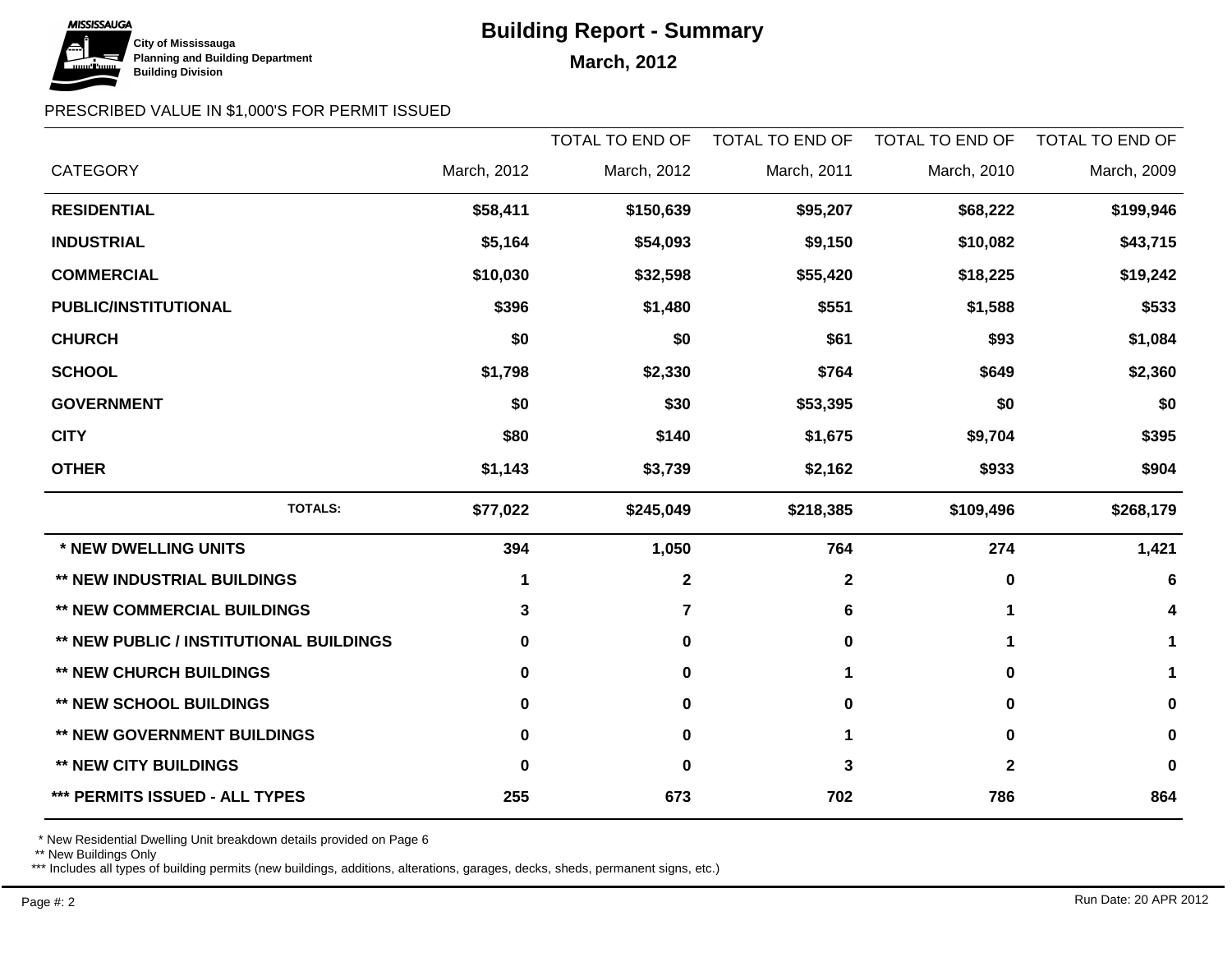City of Mississauga
Planning and Building Department
Building Division

# Building Report - Summary

## March, 2012

PRESCRIBED VALUE IN $1,000'S FOR PERMIT ISSUED

| CATEGORY | March, 2012 | TOTAL TO END OF March, 2012 | TOTAL TO END OF March, 2011 | TOTAL TO END OF March, 2010 | TOTAL TO END OF March, 2009 |
|---|---|---|---|---|---|
| **RESIDENTIAL** | **$58,411** | **$150,639** | **$95,207** | **$68,222** | **$199,946** |
| **INDUSTRIAL** | **$5,164** | **$54,093** | **$9,150** | **$10,082** | **$43,715** |
| **COMMERCIAL** | **$10,030** | **$32,598** | **$55,420** | **$18,225** | **$19,242** |
| **PUBLIC/INSTITUTIONAL** | **$396** | **$1,480** | **$551** | **$1,588** | **$533** |
| **CHURCH** | **$0** | **$0** | **$61** | **$93** | **$1,084** |
| **SCHOOL** | **$1,798** | **$2,330** | **$764** | **$649** | **$2,360** |
| **GOVERNMENT** | **$0** | **$30** | **$53,395** | **$0** | **$0** |
| **CITY** | **$80** | **$140** | **$1,675** | **$9,704** | **$395** |
| **OTHER** | **$1,143** | **$3,739** | **$2,162** | **$933** | **$904** |
| **TOTALS:** | **$77,022** | **$245,049** | **$218,385** | **$109,496** | **$268,179** |
| **\* NEW DWELLING UNITS** | **394** | **1,050** | **764** | **274** | **1,421** |
| **\*\* NEW INDUSTRIAL BUILDINGS** | **1** | **2** | **2** | **0** | **6** |
| **\*\* NEW COMMERCIAL BUILDINGS** | **3** | **7** | **6** | **1** | **4** |
| **\*\* NEW PUBLIC / INSTITUTIONAL BUILDINGS** | **0** | **0** | **0** | **1** | **1** |
| **\*\* NEW CHURCH BUILDINGS** | **0** | **0** | **1** | **0** | **1** |
| **\*\* NEW SCHOOL BUILDINGS** | **0** | **0** | **0** | **0** | **0** |
| **\*\* NEW GOVERNMENT BUILDINGS** | **0** | **0** | **1** | **0** | **0** |
| **\*\* NEW CITY BUILDINGS** | **0** | **0** | **3** | **2** | **0** |
| **\*\*\* PERMITS ISSUED - ALL TYPES** | **255** | **673** | **702** | **786** | **864** |

\* New Residential Dwelling Unit breakdown details provided on Page 6
\*\* New Buildings Only
\*\*\* Includes all types of building permits (new buildings, additions, alterations, garages, decks, sheds, permanent signs, etc.)

Run Date: 20 APR 2012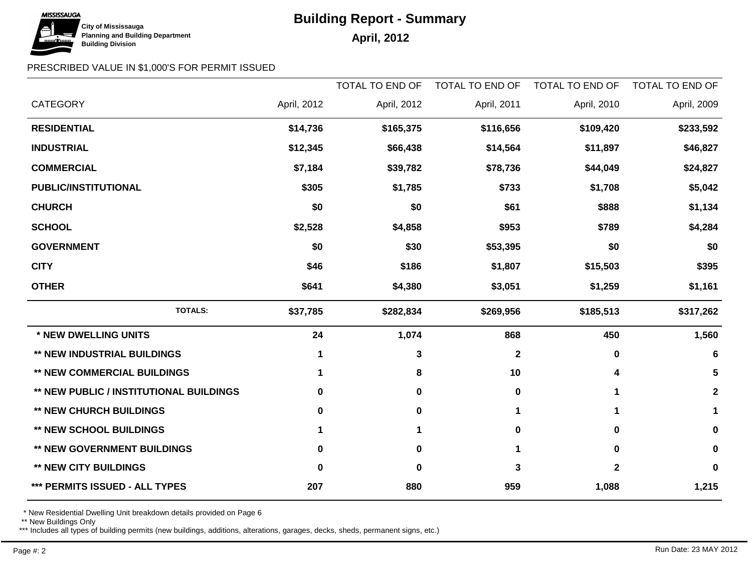MISSISSAUGA

**City of Mississauga**
**Planning and Building Department**
**Building Division**

# Building Report - Summary

## April, 2012

PRESCRIBED VALUE IN $1,000'S FOR PERMIT ISSUED

| CATEGORY | April, 2012 | TOTAL TO END OF April, 2012 | TOTAL TO END OF April, 2011 | TOTAL TO END OF April, 2010 | TOTAL TO END OF April, 2009 |
|---|---|---|---|---|---|
| **RESIDENTIAL** | **$14,736** | **$165,375** | **$116,656** | **$109,420** | **$233,592** |
| **INDUSTRIAL** | **$12,345** | **$66,438** | **$14,564** | **$11,897** | **$46,827** |
| **COMMERCIAL** | **$7,184** | **$39,782** | **$78,736** | **$44,049** | **$24,827** |
| **PUBLIC/INSTITUTIONAL** | **$305** | **$1,785** | **$733** | **$1,708** | **$5,042** |
| **CHURCH** | **$0** | **$0** | **$61** | **$888** | **$1,134** |
| **SCHOOL** | **$2,528** | **$4,858** | **$953** | **$789** | **$4,284** |
| **GOVERNMENT** | **$0** | **$30** | **$53,395** | **$0** | **$0** |
| **CITY** | **$46** | **$186** | **$1,807** | **$15,503** | **$395** |
| **OTHER** | **$641** | **$4,380** | **$3,051** | **$1,259** | **$1,161** |
| **TOTALS:** | **$37,785** | **$282,834** | **$269,956** | **$185,513** | **$317,262** |
| **\* NEW DWELLING UNITS** | **24** | **1,074** | **868** | **450** | **1,560** |
| **\*\* NEW INDUSTRIAL BUILDINGS** | **1** | **3** | **2** | **0** | **6** |
| **\*\* NEW COMMERCIAL BUILDINGS** | **1** | **8** | **10** | **4** | **5** |
| **\*\* NEW PUBLIC / INSTITUTIONAL BUILDINGS** | **0** | **0** | **0** | **1** | **2** |
| **\*\* NEW CHURCH BUILDINGS** | **0** | **0** | **1** | **1** | **1** |
| **\*\* NEW SCHOOL BUILDINGS** | **1** | **1** | **0** | **0** | **0** |
| **\*\* NEW GOVERNMENT BUILDINGS** | **0** | **0** | **1** | **0** | **0** |
| **\*\* NEW CITY BUILDINGS** | **0** | **0** | **3** | **2** | **0** |
| **\*\*\* PERMITS ISSUED - ALL TYPES** | **207** | **880** | **959** | **1,088** | **1,215** |

\* New Residential Dwelling Unit breakdown details provided on Page 6

\*\* New Buildings Only

\*\*\* Includes all types of building permits (new buildings, additions, alterations, garages, decks, sheds, permanent signs, etc.)

Run Date: 23 MAY 2012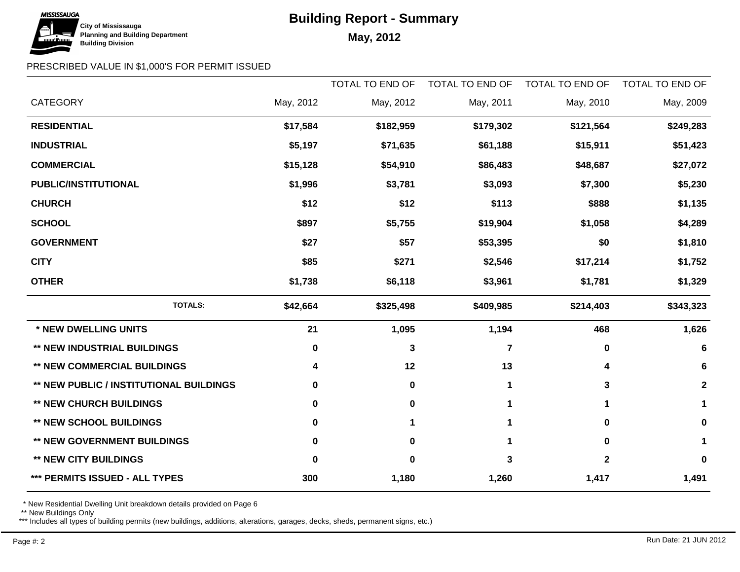City of Mississauga
Planning and Building Department
Building Division

# Building Report - Summary

## May, 2012

PRESCRIBED VALUE IN $1,000'S FOR PERMIT ISSUED

| CATEGORY | May, 2012 | TOTAL TO END OF May, 2012 | TOTAL TO END OF May, 2011 | TOTAL TO END OF May, 2010 | TOTAL TO END OF May, 2009 |
|---|---|---|---|---|---|
| **RESIDENTIAL** | **$17,584** | **$182,959** | **$179,302** | **$121,564** | **$249,283** |
| **INDUSTRIAL** | **$5,197** | **$71,635** | **$61,188** | **$15,911** | **$51,423** |
| **COMMERCIAL** | **$15,128** | **$54,910** | **$86,483** | **$48,687** | **$27,072** |
| **PUBLIC/INSTITUTIONAL** | **$1,996** | **$3,781** | **$3,093** | **$7,300** | **$5,230** |
| **CHURCH** | **$12** | **$12** | **$113** | **$888** | **$1,135** |
| **SCHOOL** | **$897** | **$5,755** | **$19,904** | **$1,058** | **$4,289** |
| **GOVERNMENT** | **$27** | **$57** | **$53,395** | **$0** | **$1,810** |
| **CITY** | **$85** | **$271** | **$2,546** | **$17,214** | **$1,752** |
| **OTHER** | **$1,738** | **$6,118** | **$3,961** | **$1,781** | **$1,329** |
| **TOTALS:** | **$42,664** | **$325,498** | **$409,985** | **$214,403** | **$343,323** |
| **\* NEW DWELLING UNITS** | **21** | **1,095** | **1,194** | **468** | **1,626** |
| **\*\* NEW INDUSTRIAL BUILDINGS** | **0** | **3** | **7** | **0** | **6** |
| **\*\* NEW COMMERCIAL BUILDINGS** | **4** | **12** | **13** | **4** | **6** |
| **\*\* NEW PUBLIC / INSTITUTIONAL BUILDINGS** | **0** | **0** | **1** | **3** | **2** |
| **\*\* NEW CHURCH BUILDINGS** | **0** | **0** | **1** | **1** | **1** |
| **\*\* NEW SCHOOL BUILDINGS** | **0** | **1** | **1** | **0** | **0** |
| **\*\* NEW GOVERNMENT BUILDINGS** | **0** | **0** | **1** | **0** | **1** |
| **\*\* NEW CITY BUILDINGS** | **0** | **0** | **3** | **2** | **0** |
| **\*\*\* PERMITS ISSUED - ALL TYPES** | **300** | **1,180** | **1,260** | **1,417** | **1,491** |

\* New Residential Dwelling Unit breakdown details provided on Page 6

\*\* New Buildings Only

\*\*\* Includes all types of building permits (new buildings, additions, alterations, garages, decks, sheds, permanent signs, etc.)

Run Date: 21 JUN 2012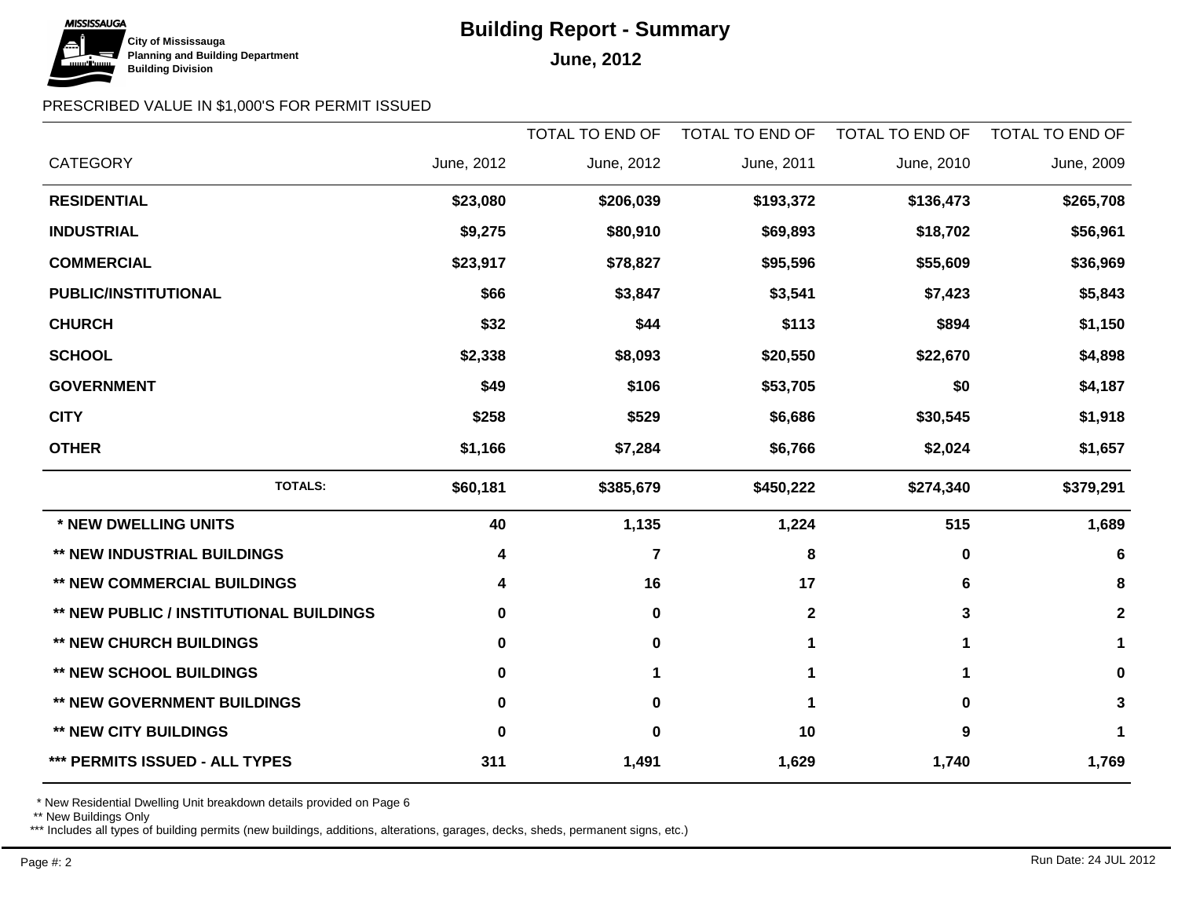City of Mississauga
Planning and Building Department
Building Division

# Building Report - Summary

## June, 2012

PRESCRIBED VALUE IN $1,000'S FOR PERMIT ISSUED

| CATEGORY | June, 2012 | TOTAL TO END OF June, 2012 | TOTAL TO END OF June, 2011 | TOTAL TO END OF June, 2010 | TOTAL TO END OF June, 2009 |
|---|---|---|---|---|---|
| **RESIDENTIAL** | **$23,080** | **$206,039** | **$193,372** | **$136,473** | **$265,708** |
| **INDUSTRIAL** | **$9,275** | **$80,910** | **$69,893** | **$18,702** | **$56,961** |
| **COMMERCIAL** | **$23,917** | **$78,827** | **$95,596** | **$55,609** | **$36,969** |
| **PUBLIC/INSTITUTIONAL** | **$66** | **$3,847** | **$3,541** | **$7,423** | **$5,843** |
| **CHURCH** | **$32** | **$44** | **$113** | **$894** | **$1,150** |
| **SCHOOL** | **$2,338** | **$8,093** | **$20,550** | **$22,670** | **$4,898** |
| **GOVERNMENT** | **$49** | **$106** | **$53,705** | **$0** | **$4,187** |
| **CITY** | **$258** | **$529** | **$6,686** | **$30,545** | **$1,918** |
| **OTHER** | **$1,166** | **$7,284** | **$6,766** | **$2,024** | **$1,657** |
| **TOTALS:** | **$60,181** | **$385,679** | **$450,222** | **$274,340** | **$379,291** |
| **\* NEW DWELLING UNITS** | **40** | **1,135** | **1,224** | **515** | **1,689** |
| **\*\* NEW INDUSTRIAL BUILDINGS** | **4** | **7** | **8** | **0** | **6** |
| **\*\* NEW COMMERCIAL BUILDINGS** | **4** | **16** | **17** | **6** | **8** |
| **\*\* NEW PUBLIC / INSTITUTIONAL BUILDINGS** | **0** | **0** | **2** | **3** | **2** |
| **\*\* NEW CHURCH BUILDINGS** | **0** | **0** | **1** | **1** | **1** |
| **\*\* NEW SCHOOL BUILDINGS** | **0** | **1** | **1** | **1** | **0** |
| **\*\* NEW GOVERNMENT BUILDINGS** | **0** | **0** | **1** | **0** | **3** |
| **\*\* NEW CITY BUILDINGS** | **0** | **0** | **10** | **9** | **1** |
| **\*\*\* PERMITS ISSUED - ALL TYPES** | **311** | **1,491** | **1,629** | **1,740** | **1,769** |

\* New Residential Dwelling Unit breakdown details provided on Page 6

\*\* New Buildings Only

\*\*\* Includes all types of building permits (new buildings, additions, alterations, garages, decks, sheds, permanent signs, etc.)

Run Date: 24 JUL 2012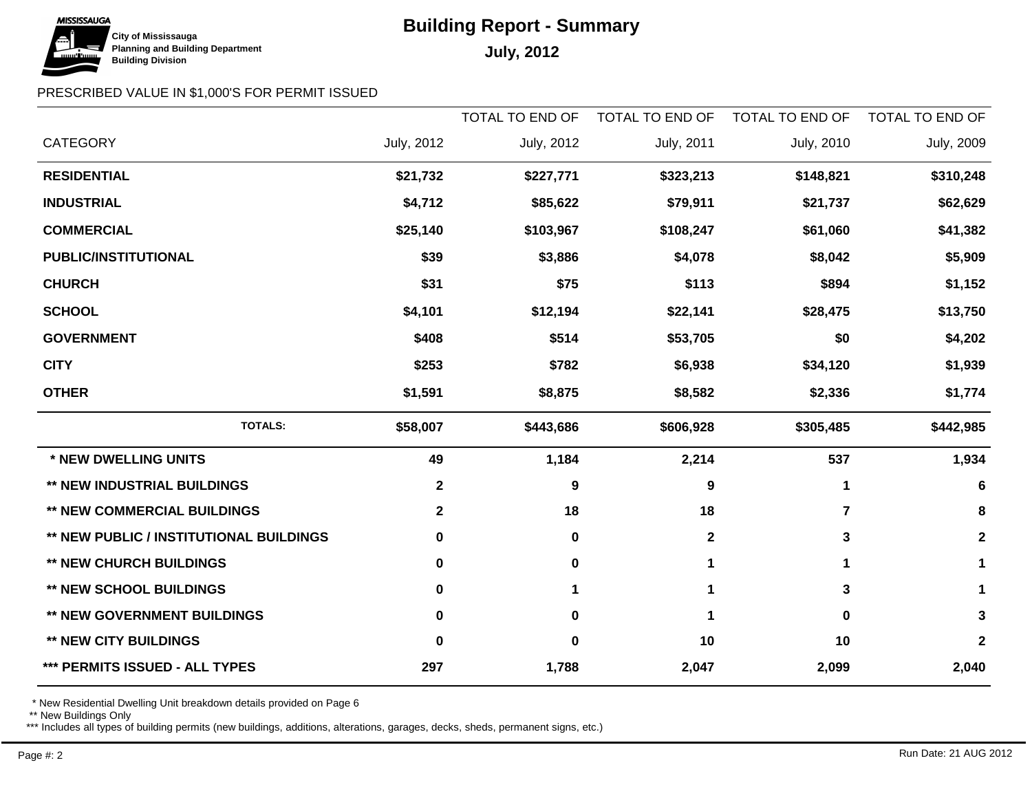City of Mississauga
Planning and Building Department
Building Division

# Building Report - Summary

## July, 2012

PRESCRIBED VALUE IN $1,000'S FOR PERMIT ISSUED

| CATEGORY | July, 2012 | TOTAL TO END OF July, 2012 | TOTAL TO END OF July, 2011 | TOTAL TO END OF July, 2010 | TOTAL TO END OF July, 2009 |
|---|---|---|---|---|---|
| **RESIDENTIAL** | **$21,732** | **$227,771** | **$323,213** | **$148,821** | **$310,248** |
| **INDUSTRIAL** | **$4,712** | **$85,622** | **$79,911** | **$21,737** | **$62,629** |
| **COMMERCIAL** | **$25,140** | **$103,967** | **$108,247** | **$61,060** | **$41,382** |
| **PUBLIC/INSTITUTIONAL** | **$39** | **$3,886** | **$4,078** | **$8,042** | **$5,909** |
| **CHURCH** | **$31** | **$75** | **$113** | **$894** | **$1,152** |
| **SCHOOL** | **$4,101** | **$12,194** | **$22,141** | **$28,475** | **$13,750** |
| **GOVERNMENT** | **$408** | **$514** | **$53,705** | **$0** | **$4,202** |
| **CITY** | **$253** | **$782** | **$6,938** | **$34,120** | **$1,939** |
| **OTHER** | **$1,591** | **$8,875** | **$8,582** | **$2,336** | **$1,774** |
| **TOTALS:** | **$58,007** | **$443,686** | **$606,928** | **$305,485** | **$442,985** |
| **\* NEW DWELLING UNITS** | **49** | **1,184** | **2,214** | **537** | **1,934** |
| **\*\* NEW INDUSTRIAL BUILDINGS** | **2** | **9** | **9** | **1** | **6** |
| **\*\* NEW COMMERCIAL BUILDINGS** | **2** | **18** | **18** | **7** | **8** |
| **\*\* NEW PUBLIC / INSTITUTIONAL BUILDINGS** | **0** | **0** | **2** | **3** | **2** |
| **\*\* NEW CHURCH BUILDINGS** | **0** | **0** | **1** | **1** | **1** |
| **\*\* NEW SCHOOL BUILDINGS** | **0** | **1** | **1** | **3** | **1** |
| **\*\* NEW GOVERNMENT BUILDINGS** | **0** | **0** | **1** | **0** | **3** |
| **\*\* NEW CITY BUILDINGS** | **0** | **0** | **10** | **10** | **2** |
| **\*\*\* PERMITS ISSUED - ALL TYPES** | **297** | **1,788** | **2,047** | **2,099** | **2,040** |

\* New Residential Dwelling Unit breakdown details provided on Page 6

\*\* New Buildings Only

\*\*\* Includes all types of building permits (new buildings, additions, alterations, garages, decks, sheds, permanent signs, etc.)

Run Date: 21 AUG 2012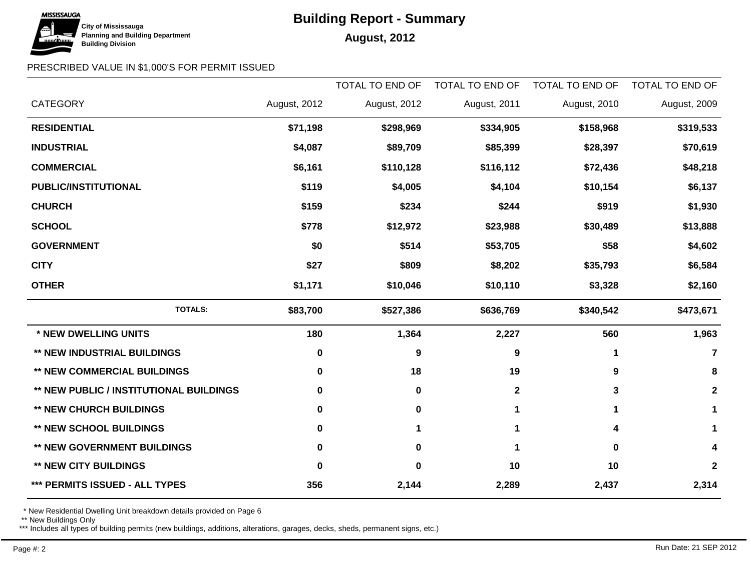City of Mississauga
Planning and Building Department
Building Division

# Building Report - Summary

## August, 2012

PRESCRIBED VALUE IN $1,000'S FOR PERMIT ISSUED

| CATEGORY | August, 2012 | TOTAL TO END OF August, 2012 | TOTAL TO END OF August, 2011 | TOTAL TO END OF August, 2010 | TOTAL TO END OF August, 2009 |
|---|---|---|---|---|---|
| **RESIDENTIAL** | **$71,198** | **$298,969** | **$334,905** | **$158,968** | **$319,533** |
| **INDUSTRIAL** | **$4,087** | **$89,709** | **$85,399** | **$28,397** | **$70,619** |
| **COMMERCIAL** | **$6,161** | **$110,128** | **$116,112** | **$72,436** | **$48,218** |
| **PUBLIC/INSTITUTIONAL** | **$119** | **$4,005** | **$4,104** | **$10,154** | **$6,137** |
| **CHURCH** | **$159** | **$234** | **$244** | **$919** | **$1,930** |
| **SCHOOL** | **$778** | **$12,972** | **$23,988** | **$30,489** | **$13,888** |
| **GOVERNMENT** | **$0** | **$514** | **$53,705** | **$58** | **$4,602** |
| **CITY** | **$27** | **$809** | **$8,202** | **$35,793** | **$6,584** |
| **OTHER** | **$1,171** | **$10,046** | **$10,110** | **$3,328** | **$2,160** |
| **TOTALS:** | **$83,700** | **$527,386** | **$636,769** | **$340,542** | **$473,671** |
| **\* NEW DWELLING UNITS** | **180** | **1,364** | **2,227** | **560** | **1,963** |
| **\*\* NEW INDUSTRIAL BUILDINGS** | **0** | **9** | **9** | **1** | **7** |
| **\*\* NEW COMMERCIAL BUILDINGS** | **0** | **18** | **19** | **9** | **8** |
| **\*\* NEW PUBLIC / INSTITUTIONAL BUILDINGS** | **0** | **0** | **2** | **3** | **2** |
| **\*\* NEW CHURCH BUILDINGS** | **0** | **0** | **1** | **1** | **1** |
| **\*\* NEW SCHOOL BUILDINGS** | **0** | **1** | **1** | **4** | **1** |
| **\*\* NEW GOVERNMENT BUILDINGS** | **0** | **0** | **1** | **0** | **4** |
| **\*\* NEW CITY BUILDINGS** | **0** | **0** | **10** | **10** | **2** |
| **\*\*\* PERMITS ISSUED - ALL TYPES** | **356** | **2,144** | **2,289** | **2,437** | **2,314** |

\* New Residential Dwelling Unit breakdown details provided on Page 6

\*\* New Buildings Only

\*\*\* Includes all types of building permits (new buildings, additions, alterations, garages, decks, sheds, permanent signs, etc.)

Run Date: 21 SEP 2012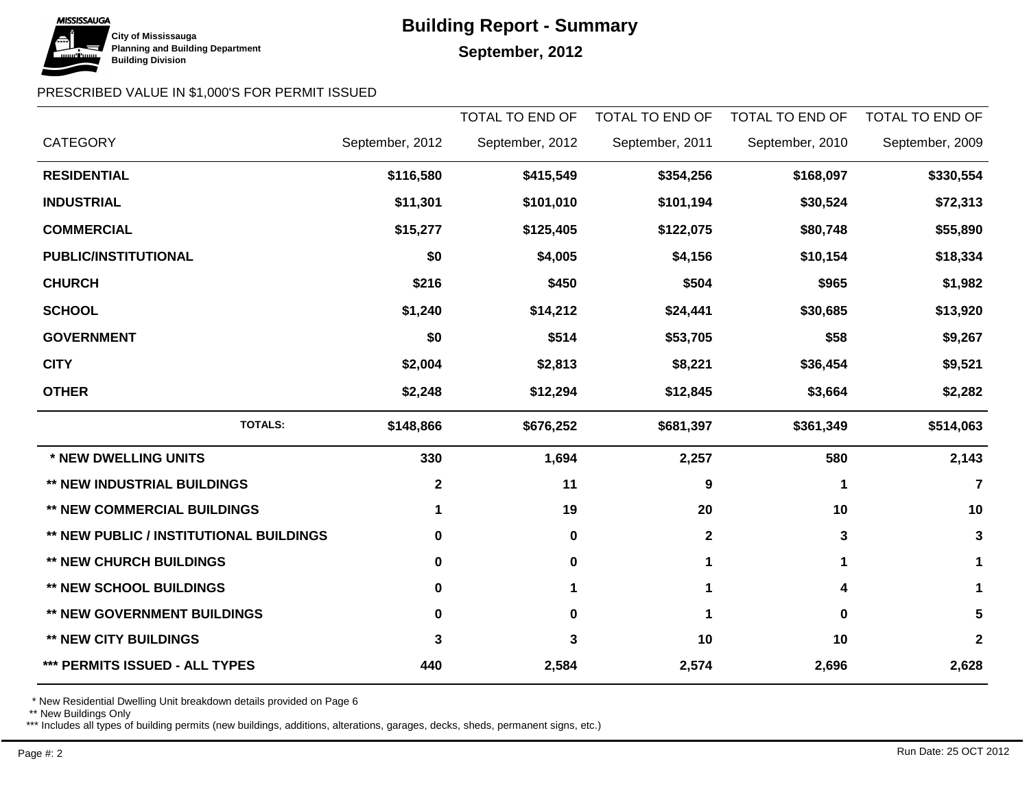City of Mississauga
Planning and Building Department
Building Division

# Building Report - Summary

## September, 2012

PRESCRIBED VALUE IN $1,000'S FOR PERMIT ISSUED

| CATEGORY | September, 2012 | TOTAL TO END OF September, 2012 | TOTAL TO END OF September, 2011 | TOTAL TO END OF September, 2010 | TOTAL TO END OF September, 2009 |
|---|---|---|---|---|---|
| **RESIDENTIAL** | **$116,580** | **$415,549** | **$354,256** | **$168,097** | **$330,554** |
| **INDUSTRIAL** | **$11,301** | **$101,010** | **$101,194** | **$30,524** | **$72,313** |
| **COMMERCIAL** | **$15,277** | **$125,405** | **$122,075** | **$80,748** | **$55,890** |
| **PUBLIC/INSTITUTIONAL** | **$0** | **$4,005** | **$4,156** | **$10,154** | **$18,334** |
| **CHURCH** | **$216** | **$450** | **$504** | **$965** | **$1,982** |
| **SCHOOL** | **$1,240** | **$14,212** | **$24,441** | **$30,685** | **$13,920** |
| **GOVERNMENT** | **$0** | **$514** | **$53,705** | **$58** | **$9,267** |
| **CITY** | **$2,004** | **$2,813** | **$8,221** | **$36,454** | **$9,521** |
| **OTHER** | **$2,248** | **$12,294** | **$12,845** | **$3,664** | **$2,282** |
| **TOTALS:** | **$148,866** | **$676,252** | **$681,397** | **$361,349** | **$514,063** |
| **\* NEW DWELLING UNITS** | **330** | **1,694** | **2,257** | **580** | **2,143** |
| **\*\* NEW INDUSTRIAL BUILDINGS** | **2** | **11** | **9** | **1** | **7** |
| **\*\* NEW COMMERCIAL BUILDINGS** | **1** | **19** | **20** | **10** | **10** |
| **\*\* NEW PUBLIC / INSTITUTIONAL BUILDINGS** | **0** | **0** | **2** | **3** | **3** |
| **\*\* NEW CHURCH BUILDINGS** | **0** | **0** | **1** | **1** | **1** |
| **\*\* NEW SCHOOL BUILDINGS** | **0** | **1** | **1** | **4** | **1** |
| **\*\* NEW GOVERNMENT BUILDINGS** | **0** | **0** | **1** | **0** | **5** |
| **\*\* NEW CITY BUILDINGS** | **3** | **3** | **10** | **10** | **2** |
| **\*\*\* PERMITS ISSUED - ALL TYPES** | **440** | **2,584** | **2,574** | **2,696** | **2,628** |

\* New Residential Dwelling Unit breakdown details provided on Page 6
\*\* New Buildings Only
\*\*\* Includes all types of building permits (new buildings, additions, alterations, garages, decks, sheds, permanent signs, etc.)

Run Date: 25 OCT 2012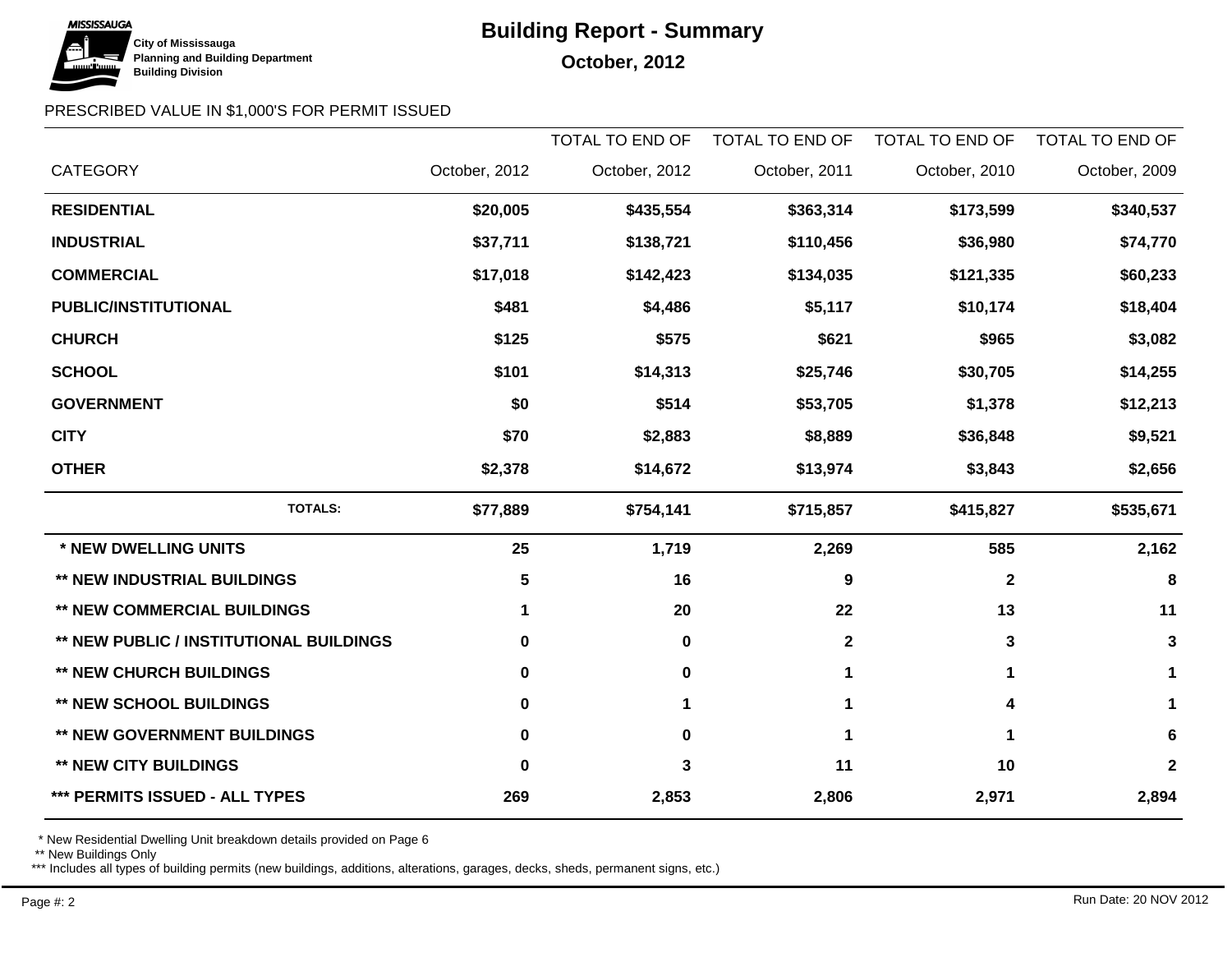**City of Mississauga**
**Planning and Building Department**
**Building Division**

# Building Report - Summary

## October, 2012

PRESCRIBED VALUE IN $1,000'S FOR PERMIT ISSUED

| CATEGORY | October, 2012 | TOTAL TO END OF October, 2012 | TOTAL TO END OF October, 2011 | TOTAL TO END OF October, 2010 | TOTAL TO END OF October, 2009 |
|---|---|---|---|---|---|
| **RESIDENTIAL** | **$20,005** | **$435,554** | **$363,314** | **$173,599** | **$340,537** |
| **INDUSTRIAL** | **$37,711** | **$138,721** | **$110,456** | **$36,980** | **$74,770** |
| **COMMERCIAL** | **$17,018** | **$142,423** | **$134,035** | **$121,335** | **$60,233** |
| **PUBLIC/INSTITUTIONAL** | **$481** | **$4,486** | **$5,117** | **$10,174** | **$18,404** |
| **CHURCH** | **$125** | **$575** | **$621** | **$965** | **$3,082** |
| **SCHOOL** | **$101** | **$14,313** | **$25,746** | **$30,705** | **$14,255** |
| **GOVERNMENT** | **$0** | **$514** | **$53,705** | **$1,378** | **$12,213** |
| **CITY** | **$70** | **$2,883** | **$8,889** | **$36,848** | **$9,521** |
| **OTHER** | **$2,378** | **$14,672** | **$13,974** | **$3,843** | **$2,656** |
| **TOTALS:** | **$77,889** | **$754,141** | **$715,857** | **$415,827** | **$535,671** |
| **\* NEW DWELLING UNITS** | **25** | **1,719** | **2,269** | **585** | **2,162** |
| **\*\* NEW INDUSTRIAL BUILDINGS** | **5** | **16** | **9** | **2** | **8** |
| **\*\* NEW COMMERCIAL BUILDINGS** | **1** | **20** | **22** | **13** | **11** |
| **\*\* NEW PUBLIC / INSTITUTIONAL BUILDINGS** | **0** | **0** | **2** | **3** | **3** |
| **\*\* NEW CHURCH BUILDINGS** | **0** | **0** | **1** | **1** | **1** |
| **\*\* NEW SCHOOL BUILDINGS** | **0** | **1** | **1** | **4** | **1** |
| **\*\* NEW GOVERNMENT BUILDINGS** | **0** | **0** | **1** | **1** | **6** |
| **\*\* NEW CITY BUILDINGS** | **0** | **3** | **11** | **10** | **2** |
| **\*\*\* PERMITS ISSUED - ALL TYPES** | **269** | **2,853** | **2,806** | **2,971** | **2,894** |

\* New Residential Dwelling Unit breakdown details provided on Page 6
\*\* New Buildings Only
\*\*\* Includes all types of building permits (new buildings, additions, alterations, garages, decks, sheds, permanent signs, etc.)

Run Date: 20 NOV 2012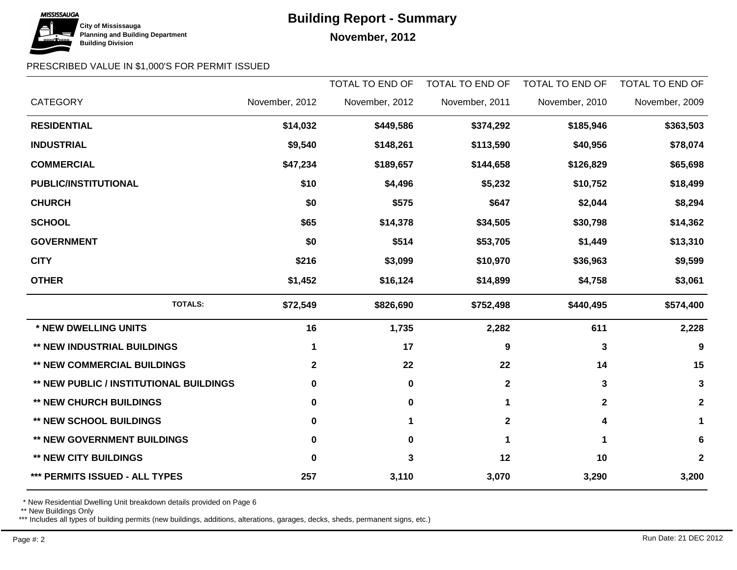City of Mississauga
Planning and Building Department
Building Division

# Building Report - Summary

## November, 2012

PRESCRIBED VALUE IN $1,000'S FOR PERMIT ISSUED

| CATEGORY | November, 2012 | TOTAL TO END OF November, 2012 | TOTAL TO END OF November, 2011 | TOTAL TO END OF November, 2010 | TOTAL TO END OF November, 2009 |
|---|---|---|---|---|---|
| **RESIDENTIAL** | **$14,032** | **$449,586** | **$374,292** | **$185,946** | **$363,503** |
| **INDUSTRIAL** | **$9,540** | **$148,261** | **$113,590** | **$40,956** | **$78,074** |
| **COMMERCIAL** | **$47,234** | **$189,657** | **$144,658** | **$126,829** | **$65,698** |
| **PUBLIC/INSTITUTIONAL** | **$10** | **$4,496** | **$5,232** | **$10,752** | **$18,499** |
| **CHURCH** | **$0** | **$575** | **$647** | **$2,044** | **$8,294** |
| **SCHOOL** | **$65** | **$14,378** | **$34,505** | **$30,798** | **$14,362** |
| **GOVERNMENT** | **$0** | **$514** | **$53,705** | **$1,449** | **$13,310** |
| **CITY** | **$216** | **$3,099** | **$10,970** | **$36,963** | **$9,599** |
| **OTHER** | **$1,452** | **$16,124** | **$14,899** | **$4,758** | **$3,061** |
| **TOTALS:** | **$72,549** | **$826,690** | **$752,498** | **$440,495** | **$574,400** |
| **\* NEW DWELLING UNITS** | **16** | **1,735** | **2,282** | **611** | **2,228** |
| **\*\* NEW INDUSTRIAL BUILDINGS** | **1** | **17** | **9** | **3** | **9** |
| **\*\* NEW COMMERCIAL BUILDINGS** | **2** | **22** | **22** | **14** | **15** |
| **\*\* NEW PUBLIC / INSTITUTIONAL BUILDINGS** | **0** | **0** | **2** | **3** | **3** |
| **\*\* NEW CHURCH BUILDINGS** | **0** | **0** | **1** | **2** | **2** |
| **\*\* NEW SCHOOL BUILDINGS** | **0** | **1** | **2** | **4** | **1** |
| **\*\* NEW GOVERNMENT BUILDINGS** | **0** | **0** | **1** | **1** | **6** |
| **\*\* NEW CITY BUILDINGS** | **0** | **3** | **12** | **10** | **2** |
| **\*\*\* PERMITS ISSUED - ALL TYPES** | **257** | **3,110** | **3,070** | **3,290** | **3,200** |

\* New Residential Dwelling Unit breakdown details provided on Page 6

\*\* New Buildings Only

\*\*\* Includes all types of building permits (new buildings, additions, alterations, garages, decks, sheds, permanent signs, etc.)

Run Date: 21 DEC 2012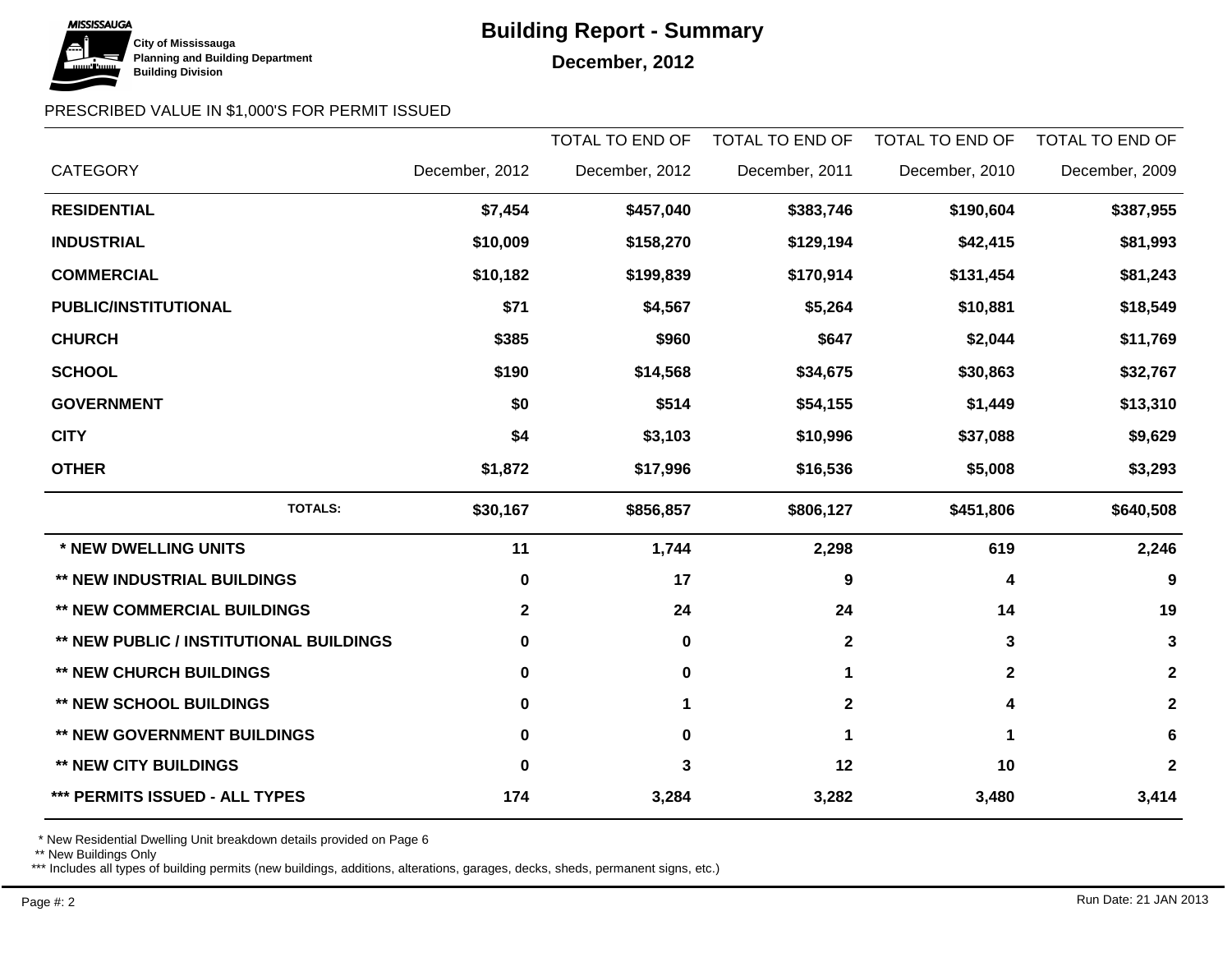City of Mississauga
Planning and Building Department
Building Division

# Building Report - Summary

## December, 2012

PRESCRIBED VALUE IN $1,000'S FOR PERMIT ISSUED

| CATEGORY | December, 2012 | TOTAL TO END OF December, 2012 | TOTAL TO END OF December, 2011 | TOTAL TO END OF December, 2010 | TOTAL TO END OF December, 2009 |
|---|---|---|---|---|---|
| **RESIDENTIAL** | **$7,454** | **$457,040** | **$383,746** | **$190,604** | **$387,955** |
| **INDUSTRIAL** | **$10,009** | **$158,270** | **$129,194** | **$42,415** | **$81,993** |
| **COMMERCIAL** | **$10,182** | **$199,839** | **$170,914** | **$131,454** | **$81,243** |
| **PUBLIC/INSTITUTIONAL** | **$71** | **$4,567** | **$5,264** | **$10,881** | **$18,549** |
| **CHURCH** | **$385** | **$960** | **$647** | **$2,044** | **$11,769** |
| **SCHOOL** | **$190** | **$14,568** | **$34,675** | **$30,863** | **$32,767** |
| **GOVERNMENT** | **$0** | **$514** | **$54,155** | **$1,449** | **$13,310** |
| **CITY** | **$4** | **$3,103** | **$10,996** | **$37,088** | **$9,629** |
| **OTHER** | **$1,872** | **$17,996** | **$16,536** | **$5,008** | **$3,293** |
| **TOTALS:** | **$30,167** | **$856,857** | **$806,127** | **$451,806** | **$640,508** |
| **\* NEW DWELLING UNITS** | **11** | **1,744** | **2,298** | **619** | **2,246** |
| **\*\* NEW INDUSTRIAL BUILDINGS** | **0** | **17** | **9** | **4** | **9** |
| **\*\* NEW COMMERCIAL BUILDINGS** | **2** | **24** | **24** | **14** | **19** |
| **\*\* NEW PUBLIC / INSTITUTIONAL BUILDINGS** | **0** | **0** | **2** | **3** | **3** |
| **\*\* NEW CHURCH BUILDINGS** | **0** | **0** | **1** | **2** | **2** |
| **\*\* NEW SCHOOL BUILDINGS** | **0** | **1** | **2** | **4** | **2** |
| **\*\* NEW GOVERNMENT BUILDINGS** | **0** | **0** | **1** | **1** | **6** |
| **\*\* NEW CITY BUILDINGS** | **0** | **3** | **12** | **10** | **2** |
| **\*\*\* PERMITS ISSUED - ALL TYPES** | **174** | **3,284** | **3,282** | **3,480** | **3,414** |

\* New Residential Dwelling Unit breakdown details provided on Page 6

\*\* New Buildings Only

\*\*\* Includes all types of building permits (new buildings, additions, alterations, garages, decks, sheds, permanent signs, etc.)

Run Date: 21 JAN 2013